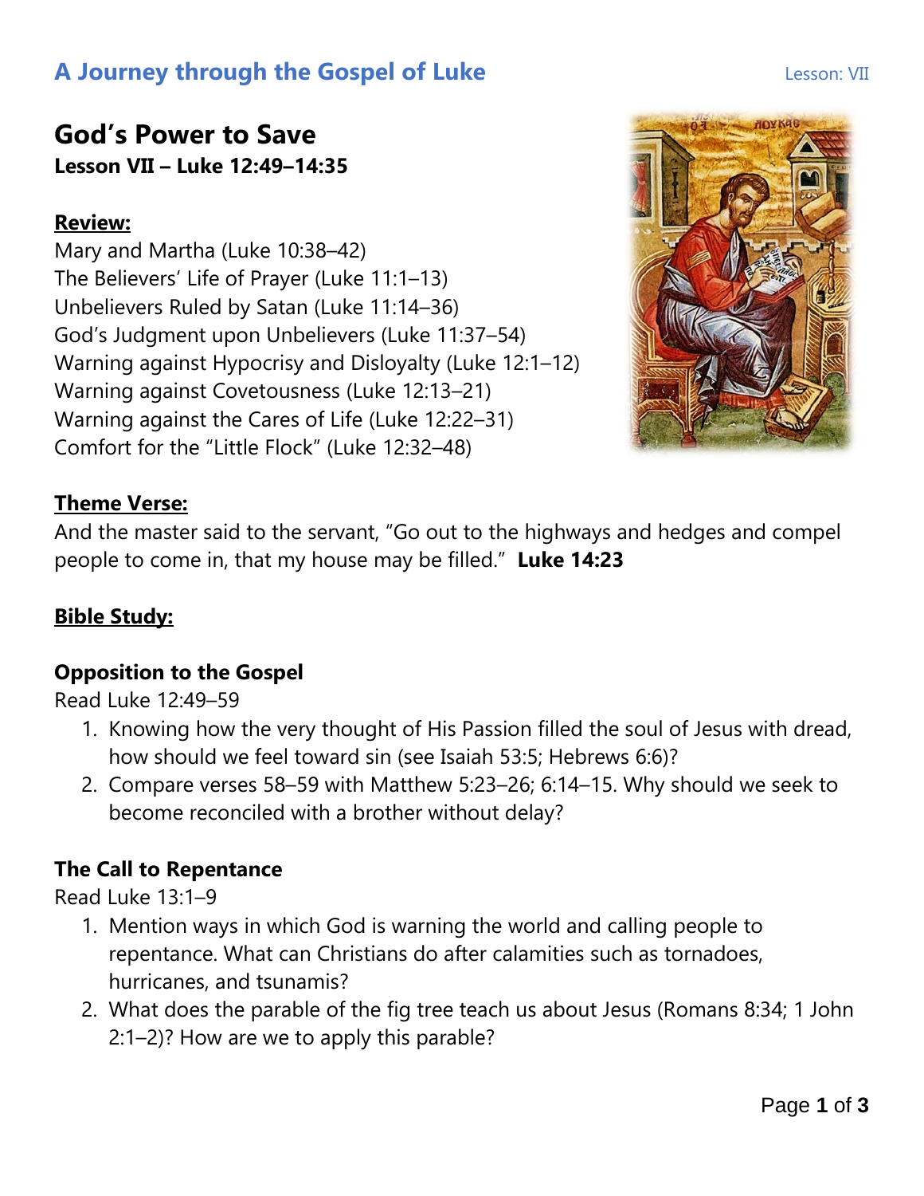# A Journey through the Gospel of Luke

Lesson: VII

## God's Power to Save

**Lesson VII – Luke 12:49–14:35**

**Review:**

Mary and Martha (Luke 10:38–42)
The Believers' Life of Prayer (Luke 11:1–13)
Unbelievers Ruled by Satan (Luke 11:14–36)
God's Judgment upon Unbelievers (Luke 11:37–54)
Warning against Hypocrisy and Disloyalty (Luke 12:1–12)
Warning against Covetousness (Luke 12:13–21)
Warning against the Cares of Life (Luke 12:22–31)
Comfort for the "Little Flock" (Luke 12:32–48)

**Theme Verse:**

And the master said to the servant, "Go out to the highways and hedges and compel people to come in, that my house may be filled." **Luke 14:23**

**Bible Study:**

### Opposition to the Gospel

Read Luke 12:49–59

1. Knowing how the very thought of His Passion filled the soul of Jesus with dread, how should we feel toward sin (see Isaiah 53:5; Hebrews 6:6)?
2. Compare verses 58–59 with Matthew 5:23–26; 6:14–15. Why should we seek to become reconciled with a brother without delay?

### The Call to Repentance

Read Luke 13:1–9

1. Mention ways in which God is warning the world and calling people to repentance. What can Christians do after calamities such as tornadoes, hurricanes, and tsunamis?
2. What does the parable of the fig tree teach us about Jesus (Romans 8:34; 1 John 2:1–2)? How are we to apply this parable?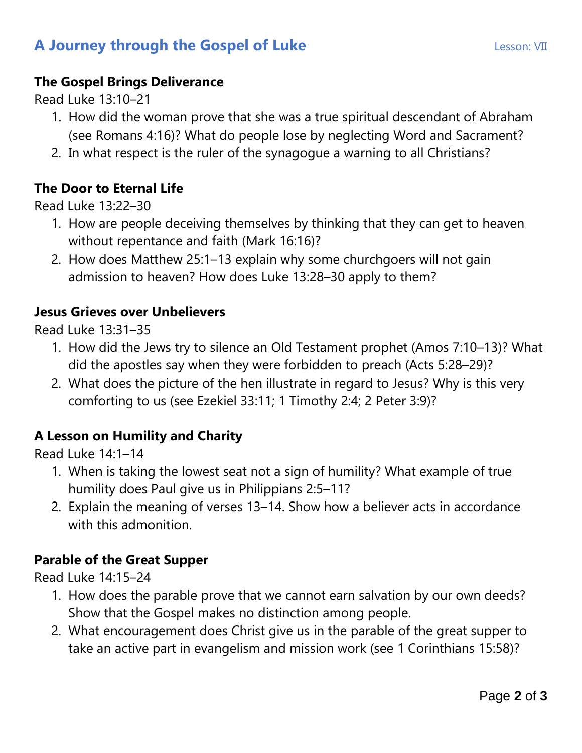## A Journey through the Gospel of Luke

Lesson: VII

### The Gospel Brings Deliverance

Read Luke 13:10–21

1. How did the woman prove that she was a true spiritual descendant of Abraham (see Romans 4:16)? What do people lose by neglecting Word and Sacrament?
2. In what respect is the ruler of the synagogue a warning to all Christians?

### The Door to Eternal Life

Read Luke 13:22–30

1. How are people deceiving themselves by thinking that they can get to heaven without repentance and faith (Mark 16:16)?
2. How does Matthew 25:1–13 explain why some churchgoers will not gain admission to heaven? How does Luke 13:28–30 apply to them?

### Jesus Grieves over Unbelievers

Read Luke 13:31–35

1. How did the Jews try to silence an Old Testament prophet (Amos 7:10–13)? What did the apostles say when they were forbidden to preach (Acts 5:28–29)?
2. What does the picture of the hen illustrate in regard to Jesus? Why is this very comforting to us (see Ezekiel 33:11; 1 Timothy 2:4; 2 Peter 3:9)?

### A Lesson on Humility and Charity

Read Luke 14:1–14

1. When is taking the lowest seat not a sign of humility? What example of true humility does Paul give us in Philippians 2:5–11?
2. Explain the meaning of verses 13–14. Show how a believer acts in accordance with this admonition.

### Parable of the Great Supper

Read Luke 14:15–24

1. How does the parable prove that we cannot earn salvation by our own deeds? Show that the Gospel makes no distinction among people.
2. What encouragement does Christ give us in the parable of the great supper to take an active part in evangelism and mission work (see 1 Corinthians 15:58)?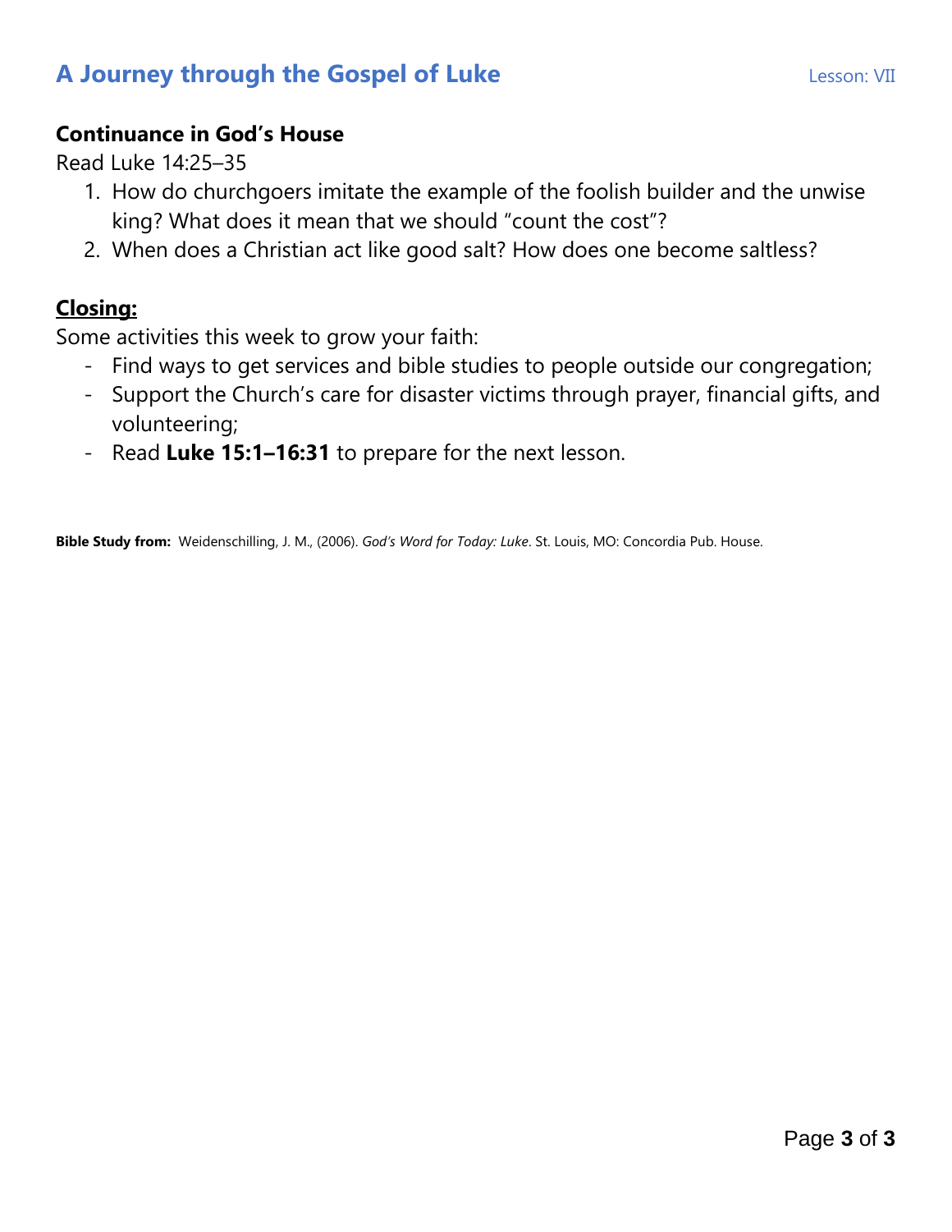**Continuance in God's House**

Read Luke 14:25–35

1. How do churchgoers imitate the example of the foolish builder and the unwise king? What does it mean that we should "count the cost"?
2. When does a Christian act like good salt? How does one become saltless?

## Closing:

Some activities this week to grow your faith:

- Find ways to get services and bible studies to people outside our congregation;
- Support the Church's care for disaster victims through prayer, financial gifts, and volunteering;
- Read **Luke 15:1–16:31** to prepare for the next lesson.

**Bible Study from:** Weidenschilling, J. M., (2006). *God's Word for Today: Luke*. St. Louis, MO: Concordia Pub. House.